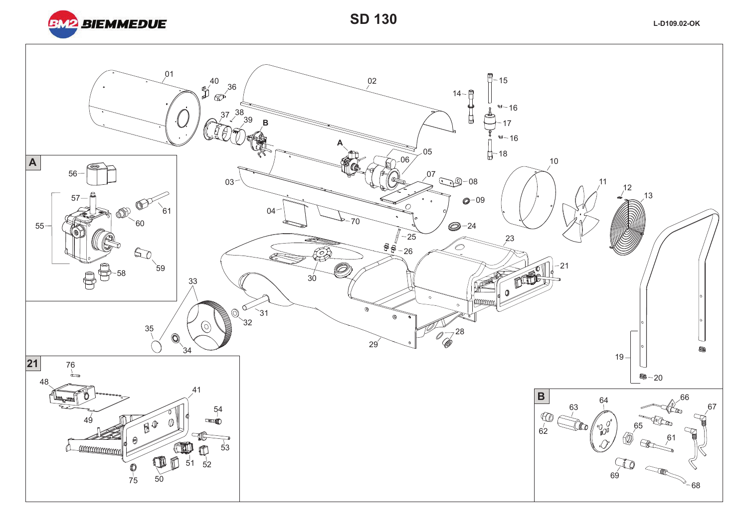# SD 130

L-D109.02-OK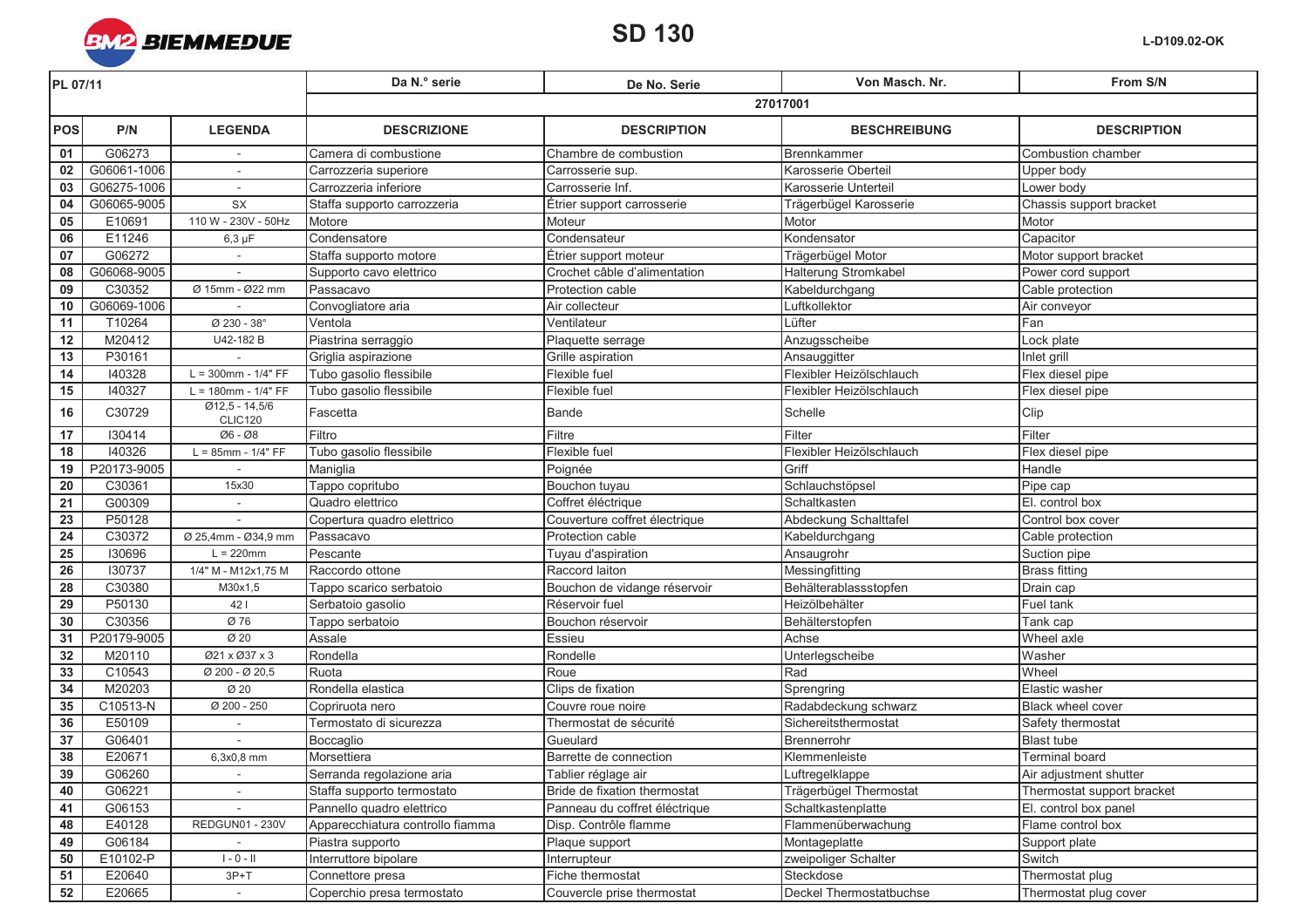BIEMMEDUE

# SD 130

L-D109.02-OK

| PL 07/11 | | | Da N.° serie | De No. Serie | Von Masch. Nr. | From S/N |
|---|---|---|---|---|---|---|
| | | | 27017001 | | | |
| **POS** | **P/N** | **LEGENDA** | **DESCRIZIONE** | **DESCRIPTION** | **BESCHREIBUNG** | **DESCRIPTION** |
| 01 | G06273 | - | Camera di combustione | Chambre de combustion | Brennkammer | Combustion chamber |
| 02 | G06061-1006 | - | Carrozzeria superiore | Carrosserie sup. | Karosserie Oberteil | Upper body |
| 03 | G06275-1006 | - | Carrozzeria inferiore | Carrosserie Inf. | Karosserie Unterteil | Lower body |
| 04 | G06065-9005 | SX | Staffa supporto carrozzeria | Étrier support carrosserie | Trägerbügel Karosserie | Chassis support bracket |
| 05 | E10691 | 110 W - 230V - 50Hz | Motore | Moteur | Motor | Motor |
| 06 | E11246 | 6,3 µF | Condensatore | Condensateur | Kondensator | Capacitor |
| 07 | G06272 | - | Staffa supporto motore | Étrier support moteur | Trägerbügel Motor | Motor support bracket |
| 08 | G06068-9005 | - | Supporto cavo elettrico | Crochet câble d'alimentation | Halterung Stromkabel | Power cord support |
| 09 | C30352 | Ø 15mm - Ø22 mm | Passacavo | Protection cable | Kabeldurchgang | Cable protection |
| 10 | G06069-1006 | - | Convogliatore aria | Air collecteur | Luftkollektor | Air conveyor |
| 11 | T10264 | Ø 230 - 38° | Ventola | Ventilateur | Lüfter | Fan |
| 12 | M20412 | U42-182 B | Piastrina serraggio | Plaquette serrage | Anzugsscheibe | Lock plate |
| 13 | P30161 | - | Griglia aspirazione | Grille aspiration | Ansauggitter | Inlet grill |
| 14 | I40328 | L = 300mm - 1/4" FF | Tubo gasolio flessibile | Flexible fuel | Flexibler Heizölschlauch | Flex diesel pipe |
| 15 | I40327 | L = 180mm - 1/4" FF | Tubo gasolio flessibile | Flexible fuel | Flexibler Heizölschlauch | Flex diesel pipe |
| 16 | C30729 | Ø12,5 - 14,5/6 CLIC120 | Fascetta | Bande | Schelle | Clip |
| 17 | I30414 | Ø6 - Ø8 | Filtro | Filtre | Filter | Filter |
| 18 | I40326 | L = 85mm - 1/4" FF | Tubo gasolio flessibile | Flexible fuel | Flexibler Heizölschlauch | Flex diesel pipe |
| 19 | P20173-9005 | - | Maniglia | Poignée | Griff | Handle |
| 20 | C30361 | 15x30 | Tappo copritubo | Bouchon tuyau | Schlauchstöpsel | Pipe cap |
| 21 | G00309 | - | Quadro elettrico | Coffret éléctrique | Schaltkasten | El. control box |
| 23 | P50128 | - | Copertura quadro elettrico | Couverture coffret électrique | Abdeckung Schalttafel | Control box cover |
| 24 | C30372 | Ø 25,4mm - Ø34,9 mm | Passacavo | Protection cable | Kabeldurchgang | Cable protection |
| 25 | I30696 | L = 220mm | Pescante | Tuyau d'aspiration | Ansaugrohr | Suction pipe |
| 26 | I30737 | 1/4" M - M12x1,75 M | Raccordo ottone | Raccord laiton | Messingfitting | Brass fitting |
| 28 | C30380 | M30x1,5 | Tappo scarico serbatoio | Bouchon de vidange réservoir | Behälterablassstopfen | Drain cap |
| 29 | P50130 | 42 l | Serbatoio gasolio | Réservoir fuel | Heizölbehälter | Fuel tank |
| 30 | C30356 | Ø 76 | Tappo serbatoio | Bouchon réservoir | Behälterstopfen | Tank cap |
| 31 | P20179-9005 | Ø 20 | Assale | Essieu | Achse | Wheel axle |
| 32 | M20110 | Ø21 x Ø37 x 3 | Rondella | Rondelle | Unterlegscheibe | Washer |
| 33 | C10543 | Ø 200 - Ø 20,5 | Ruota | Roue | Rad | Wheel |
| 34 | M20203 | Ø 20 | Rondella elastica | Clips de fixation | Sprengring | Elastic washer |
| 35 | C10513-N | Ø 200 - 250 | Copriruota nero | Couvre roue noire | Radabdeckung schwarz | Black wheel cover |
| 36 | E50109 | - | Termostato di sicurezza | Thermostat de sécurité | Sichereitsthermostat | Safety thermostat |
| 37 | G06401 | - | Boccaglio | Gueulard | Brennerrohr | Blast tube |
| 38 | E20671 | 6,3x0,8 mm | Morsettiera | Barrette de connection | Klemmenleiste | Terminal board |
| 39 | G06260 | - | Serranda regolazione aria | Tablier réglage air | Luftregelklappe | Air adjustment shutter |
| 40 | G06221 | - | Staffa supporto termostato | Bride de fixation thermostat | Trägerbügel Thermostat | Thermostat support bracket |
| 41 | G06153 | - | Pannello quadro elettrico | Panneau du coffret éléctrique | Schaltkastenplatte | El. control box panel |
| 48 | E40128 | REDGUN01 - 230V | Apparecchiatura controllo fiamma | Disp. Contrôle flamme | Flammenüberwachung | Flame control box |
| 49 | G06184 | - | Piastra supporto | Plaque support | Montageplatte | Support plate |
| 50 | E10102-P | I - 0 - II | Interruttore bipolare | Interrupteur | zweipoliger Schalter | Switch |
| 51 | E20640 | 3P+T | Connettore presa | Fiche thermostat | Steckdose | Thermostat plug |
| 52 | E20665 | - | Coperchio presa termostato | Couvercle prise thermostat | Deckel Thermostatbuchse | Thermostat plug cover |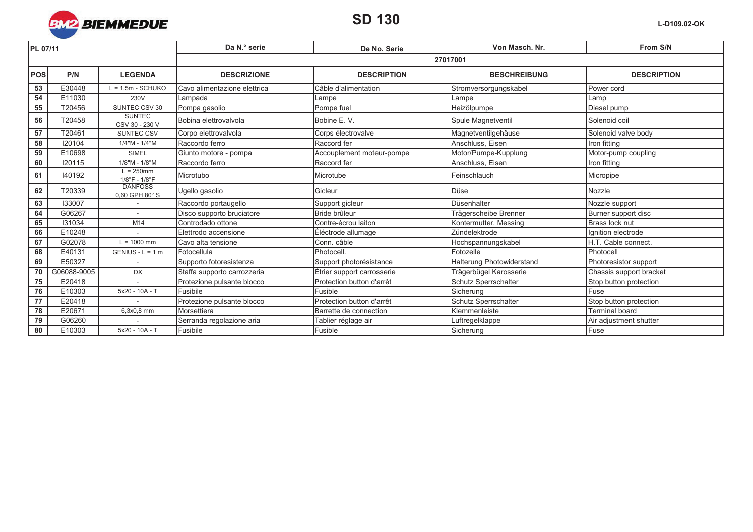# SD 130

L-D109.02-OK

| PL 07/11 | | | Da N.° serie | De No. Serie | Von Masch. Nr. | From S/N |
|---|---|---|---|---|---|---|
| | | | 27017001 | | | |
| **POS** | **P/N** | **LEGENDA** | **DESCRIZIONE** | **DESCRIPTION** | **BESCHREIBUNG** | **DESCRIPTION** |
| 53 | E30448 | L = 1,5m - SCHUKO | Cavo alimentazione elettrica | Câble d'alimentation | Stromversorgungskabel | Power cord |
| 54 | E11030 | 230V | Lampada | Lampe | Lampe | Lamp |
| 55 | T20456 | SUNTEC CSV 30 | Pompa gasolio | Pompe fuel | Heizölpumpe | Diesel pump |
| 56 | T20458 | SUNTEC CSV 30 - 230 V | Bobina elettrovalvola | Bobine E. V. | Spule Magnetventil | Solenoid coil |
| 57 | T20461 | SUNTEC CSV | Corpo elettrovalvola | Corps électrovalve | Magnetventilgehäuse | Solenoid valve body |
| 58 | I20104 | 1/4"M - 1/4"M | Raccordo ferro | Raccord fer | Anschluss, Eisen | Iron fitting |
| 59 | E10698 | SIMEL | Giunto motore - pompa | Accouplement moteur-pompe | Motor/Pumpe-Kupplung | Motor-pump coupling |
| 60 | I20115 | 1/8"M - 1/8"M | Raccordo ferro | Raccord fer | Anschluss, Eisen | Iron fitting |
| 61 | I40192 | L = 250mm 1/8"F - 1/8"F | Microtubo | Microtube | Feinschlauch | Micropipe |
| 62 | T20339 | DANFOSS 0,60 GPH 80° S | Ugello gasolio | Gicleur | Düse | Nozzle |
| 63 | I33007 | - | Raccordo portaugello | Support gicleur | Düsenhalter | Nozzle support |
| 64 | G06267 | - | Disco supporto bruciatore | Bride brûleur | Trägerscheibe Brenner | Burner support disc |
| 65 | I31034 | M14 | Controdado ottone | Contre-écrou laiton | Kontermutter, Messing | Brass lock nut |
| 66 | E10248 | - | Elettrodo accensione | Éléctrode allumage | Zündelektrode | Ignition electrode |
| 67 | G02078 | L = 1000 mm | Cavo alta tensione | Conn. câble | Hochspannungskabel | H.T. Cable connect. |
| 68 | E40131 | GENIUS - L = 1 m | Fotocellula | Photocell. | Fotozelle | Photocell |
| 69 | E50327 | - | Supporto fotoresistenza | Support photorésistance | Halterung Photowiderstand | Photoresistor support |
| 70 | G06088-9005 | DX | Staffa supporto carrozzeria | Étrier support carrosserie | Trägerbügel Karosserie | Chassis support bracket |
| 75 | E20418 | - | Protezione pulsante blocco | Protection button d'arrêt | Schutz Sperrschalter | Stop button protection |
| 76 | E10303 | 5x20 - 10A - T | Fusibile | Fusible | Sicherung | Fuse |
| 77 | E20418 | - | Protezione pulsante blocco | Protection button d'arrêt | Schutz Sperrschalter | Stop button protection |
| 78 | E20671 | 6,3x0,8 mm | Morsettiera | Barrette de connection | Klemmenleiste | Terminal board |
| 79 | G06260 | - | Serranda regolazione aria | Tablier réglage air | Luftregelklappe | Air adjustment shutter |
| 80 | E10303 | 5x20 - 10A - T | Fusibile | Fusible | Sicherung | Fuse |